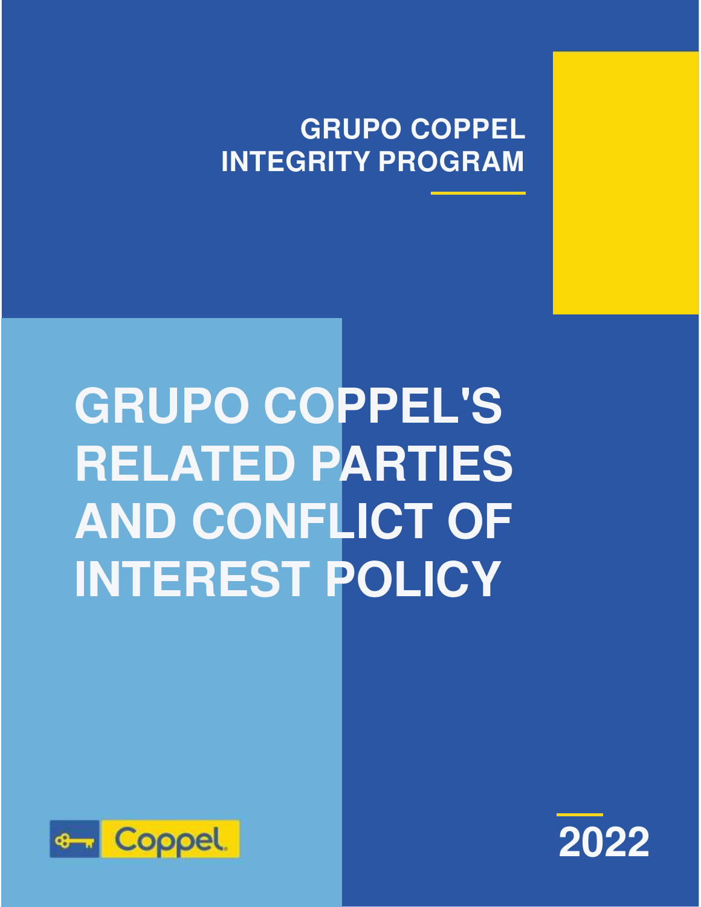GRUPO COPPEL
INTEGRITY PROGRAM

# GRUPO COPPEL'S RELATED PARTIES AND CONFLICT OF INTEREST POLICY

Coppel

2022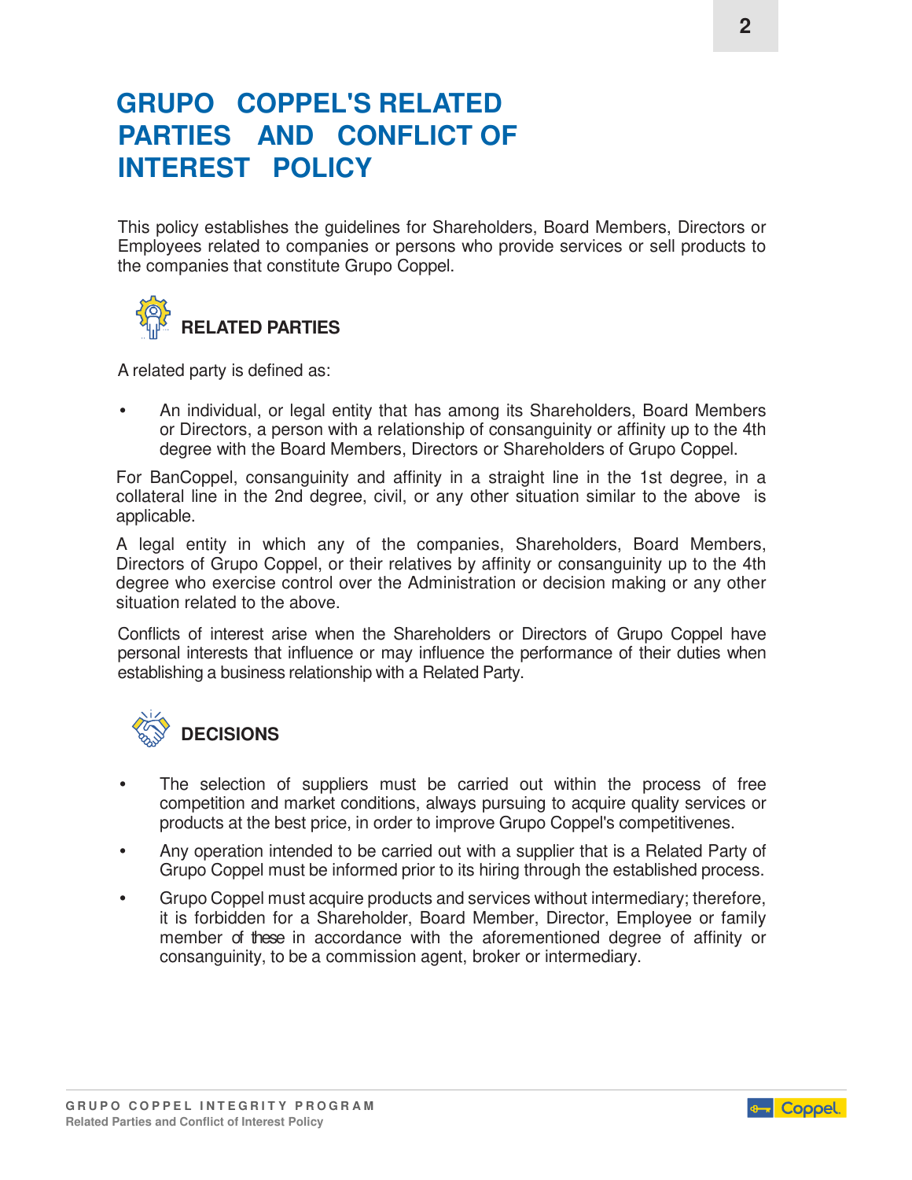# GRUPO COPPEL'S RELATED PARTIES AND CONFLICT OF INTEREST POLICY

This policy establishes the guidelines for Shareholders, Board Members, Directors or Employees related to companies or persons who provide services or sell products to the companies that constitute Grupo Coppel.

## RELATED PARTIES

A related party is defined as:

- An individual, or legal entity that has among its Shareholders, Board Members or Directors, a person with a relationship of consanguinity or affinity up to the 4th degree with the Board Members, Directors or Shareholders of Grupo Coppel.

For BanCoppel, consanguinity and affinity in a straight line in the 1st degree, in a collateral line in the 2nd degree, civil, or any other situation similar to the above is applicable.

A legal entity in which any of the companies, Shareholders, Board Members, Directors of Grupo Coppel, or their relatives by affinity or consanguinity up to the 4th degree who exercise control over the Administration or decision making or any other situation related to the above.

Conflicts of interest arise when the Shareholders or Directors of Grupo Coppel have personal interests that influence or may influence the performance of their duties when establishing a business relationship with a Related Party.

## DECISIONS

- The selection of suppliers must be carried out within the process of free competition and market conditions, always pursuing to acquire quality services or products at the best price, in order to improve Grupo Coppel's competitivenes.
- Any operation intended to be carried out with a supplier that is a Related Party of Grupo Coppel must be informed prior to its hiring through the established process.
- Grupo Coppel must acquire products and services without intermediary; therefore, it is forbidden for a Shareholder, Board Member, Director, Employee or family member of these in accordance with the aforementioned degree of affinity or consanguinity, to be a commission agent, broker or intermediary.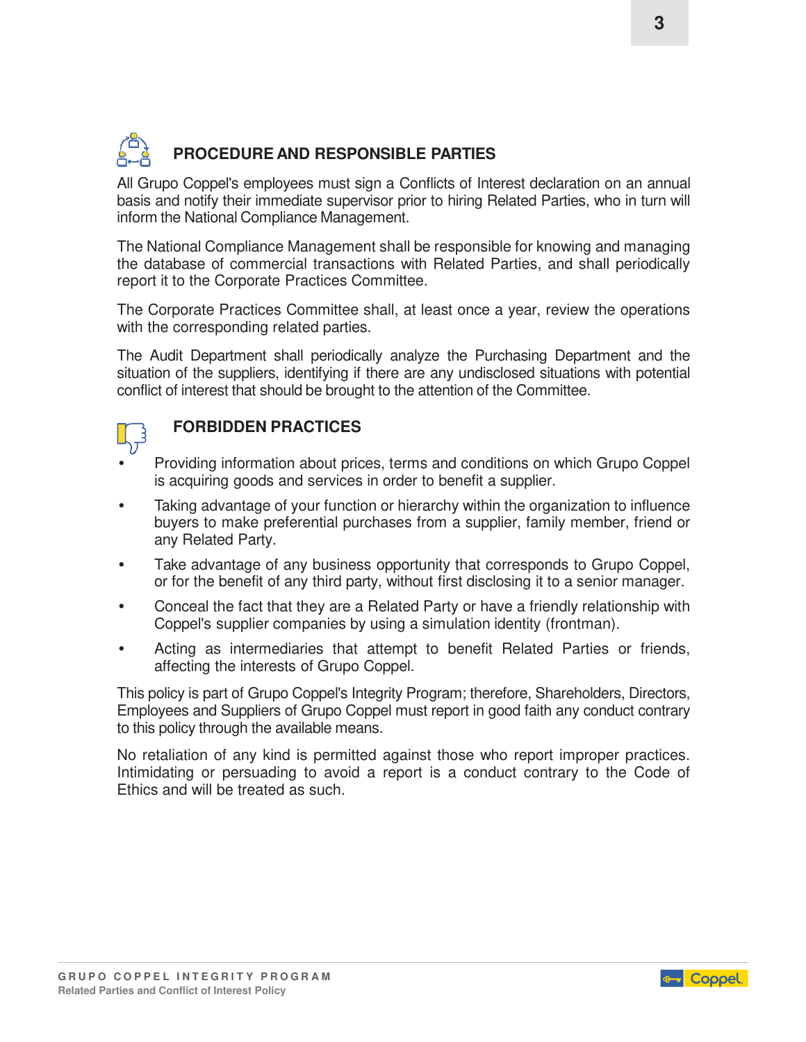## PROCEDURE AND RESPONSIBLE PARTIES

All Grupo Coppel's employees must sign a Conflicts of Interest declaration on an annual basis and notify their immediate supervisor prior to hiring Related Parties, who in turn will inform the National Compliance Management.

The National Compliance Management shall be responsible for knowing and managing the database of commercial transactions with Related Parties, and shall periodically report it to the Corporate Practices Committee.

The Corporate Practices Committee shall, at least once a year, review the operations with the corresponding related parties.

The Audit Department shall periodically analyze the Purchasing Department and the situation of the suppliers, identifying if there are any undisclosed situations with potential conflict of interest that should be brought to the attention of the Committee.

## FORBIDDEN PRACTICES

- Providing information about prices, terms and conditions on which Grupo Coppel is acquiring goods and services in order to benefit a supplier.
- Taking advantage of your function or hierarchy within the organization to influence buyers to make preferential purchases from a supplier, family member, friend or any Related Party.
- Take advantage of any business opportunity that corresponds to Grupo Coppel, or for the benefit of any third party, without first disclosing it to a senior manager.
- Conceal the fact that they are a Related Party or have a friendly relationship with Coppel's supplier companies by using a simulation identity (frontman).
- Acting as intermediaries that attempt to benefit Related Parties or friends, affecting the interests of Grupo Coppel.

This policy is part of Grupo Coppel's Integrity Program; therefore, Shareholders, Directors, Employees and Suppliers of Grupo Coppel must report in good faith any conduct contrary to this policy through the available means.

No retaliation of any kind is permitted against those who report improper practices. Intimidating or persuading to avoid a report is a conduct contrary to the Code of Ethics and will be treated as such.